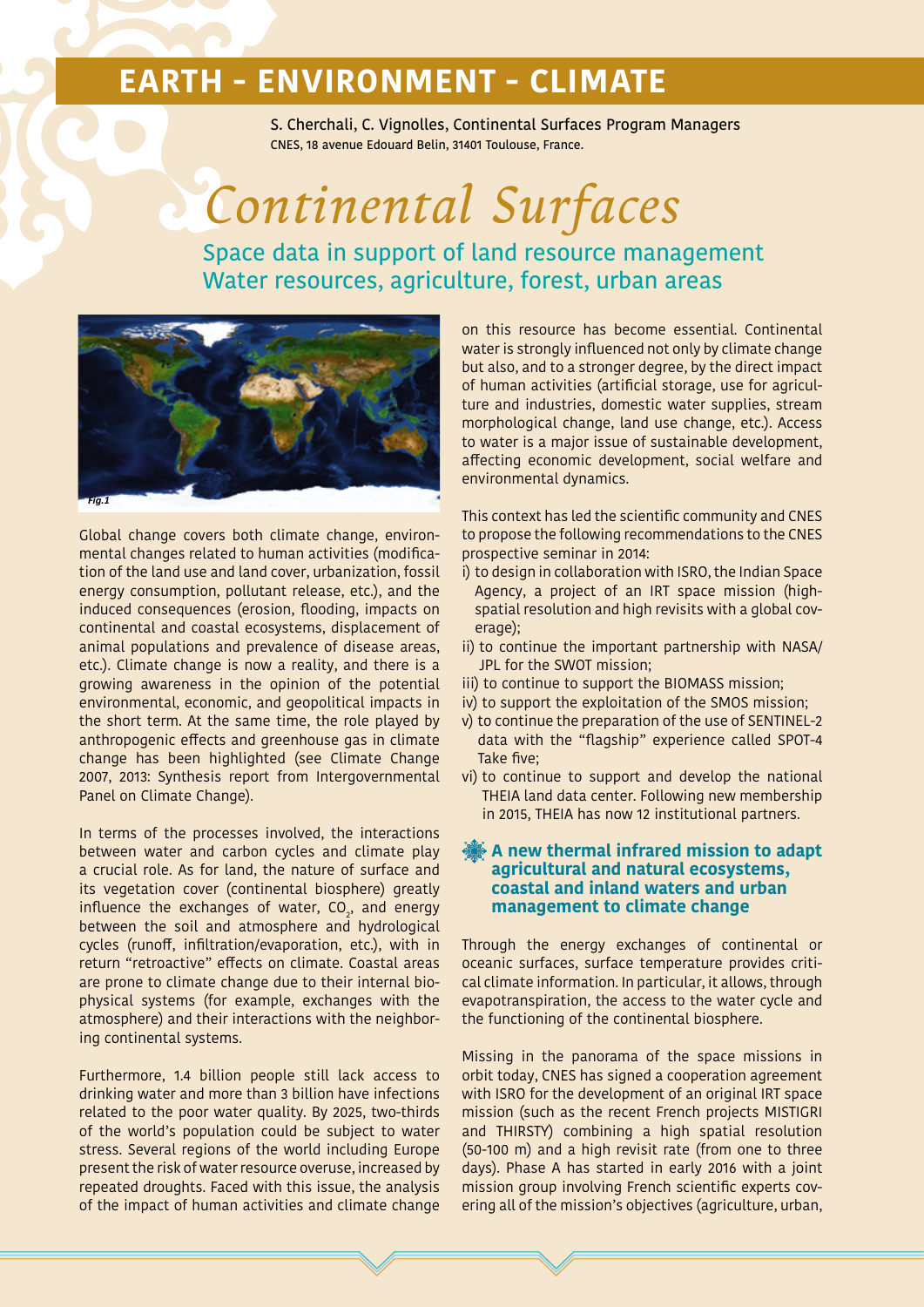# EARTH - ENVIRONMENT - CLIMATE

S. Cherchali, C. Vignolles, Continental Surfaces Program Managers
CNES, 18 avenue Edouard Belin, 31401 Toulouse, France.

# *Continental Surfaces*

## Space data in support of land resource management
## Water resources, agriculture, forest, urban areas

Fig.1

Global change covers both climate change, environmental changes related to human activities (modification of the land use and land cover, urbanization, fossil energy consumption, pollutant release, etc.), and the induced consequences (erosion, flooding, impacts on continental and coastal ecosystems, displacement of animal populations and prevalence of disease areas, etc.). Climate change is now a reality, and there is a growing awareness in the opinion of the potential environmental, economic, and geopolitical impacts in the short term. At the same time, the role played by anthropogenic effects and greenhouse gas in climate change has been highlighted (see Climate Change 2007, 2013: Synthesis report from Intergovernmental Panel on Climate Change).

In terms of the processes involved, the interactions between water and carbon cycles and climate play a crucial role. As for land, the nature of surface and its vegetation cover (continental biosphere) greatly influence the exchanges of water, $CO_2$, and energy between the soil and atmosphere and hydrological cycles (runoff, infiltration/evaporation, etc.), with in return "retroactive" effects on climate. Coastal areas are prone to climate change due to their internal biophysical systems (for example, exchanges with the atmosphere) and their interactions with the neighboring continental systems.

Furthermore, 1.4 billion people still lack access to drinking water and more than 3 billion have infections related to the poor water quality. By 2025, two-thirds of the world's population could be subject to water stress. Several regions of the world including Europe present the risk of water resource overuse, increased by repeated droughts. Faced with this issue, the analysis of the impact of human activities and climate change on this resource has become essential. Continental water is strongly influenced not only by climate change but also, and to a stronger degree, by the direct impact of human activities (artificial storage, use for agriculture and industries, domestic water supplies, stream morphological change, land use change, etc.). Access to water is a major issue of sustainable development, affecting economic development, social welfare and environmental dynamics.

This context has led the scientific community and CNES to propose the following recommendations to the CNES prospective seminar in 2014:

i) to design in collaboration with ISRO, the Indian Space Agency, a project of an IRT space mission (high-spatial resolution and high revisits with a global coverage);
ii) to continue the important partnership with NASA/JPL for the SWOT mission;
iii) to continue to support the BIOMASS mission;
iv) to support the exploitation of the SMOS mission;
v) to continue the preparation of the use of SENTINEL-2 data with the "flagship" experience called SPOT-4 Take five;
vi) to continue to support and develop the national THEIA land data center. Following new membership in 2015, THEIA has now 12 institutional partners.

### A new thermal infrared mission to adapt agricultural and natural ecosystems, coastal and inland waters and urban management to climate change

Through the energy exchanges of continental or oceanic surfaces, surface temperature provides critical climate information. In particular, it allows, through evapotranspiration, the access to the water cycle and the functioning of the continental biosphere.

Missing in the panorama of the space missions in orbit today, CNES has signed a cooperation agreement with ISRO for the development of an original IRT space mission (such as the recent French projects MISTIGRI and THIRSTY) combining a high spatial resolution (50-100 m) and a high revisit rate (from one to three days). Phase A has started in early 2016 with a joint mission group involving French scientific experts covering all of the mission's objectives (agriculture, urban,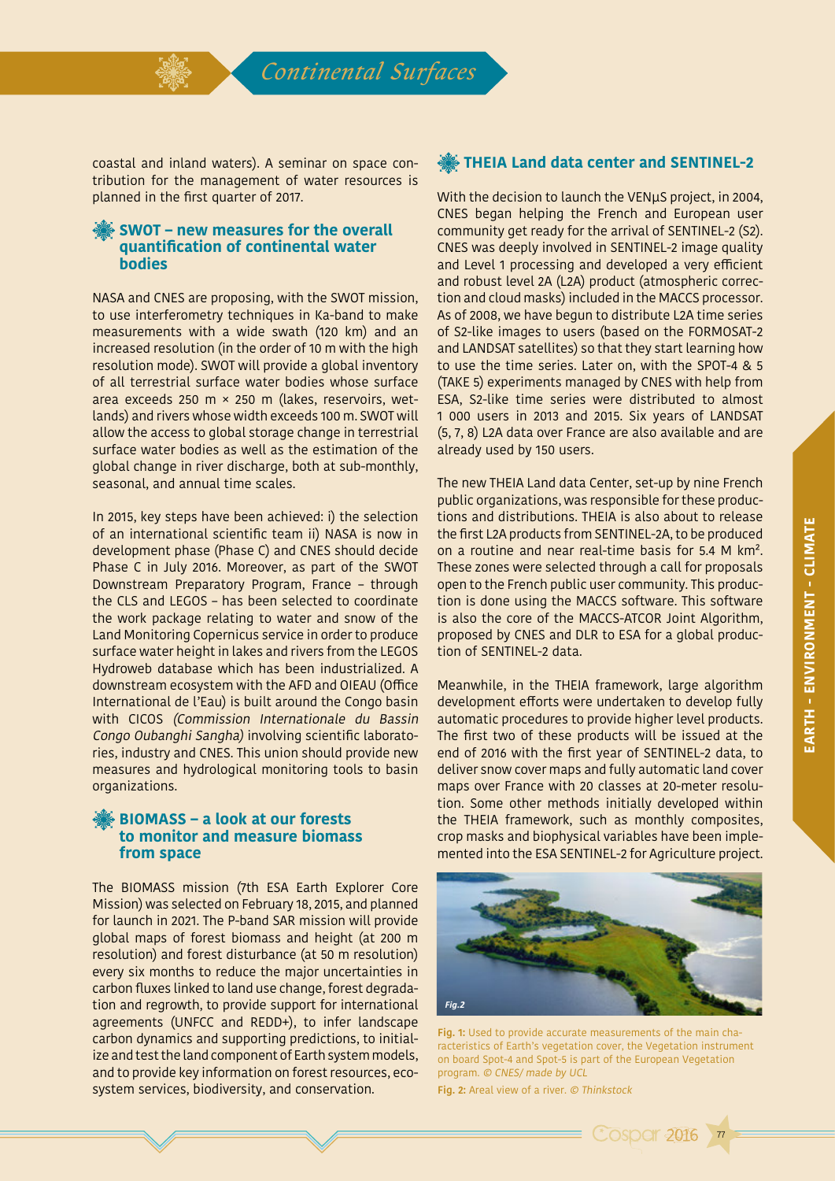coastal and inland waters). A seminar on space contribution for the management of water resources is planned in the first quarter of 2017.

## SWOT – new measures for the overall quantification of continental water bodies

NASA and CNES are proposing, with the SWOT mission, to use interferometry techniques in Ka-band to make measurements with a wide swath (120 km) and an increased resolution (in the order of 10 m with the high resolution mode). SWOT will provide a global inventory of all terrestrial surface water bodies whose surface area exceeds 250 m × 250 m (lakes, reservoirs, wetlands) and rivers whose width exceeds 100 m. SWOT will allow the access to global storage change in terrestrial surface water bodies as well as the estimation of the global change in river discharge, both at sub-monthly, seasonal, and annual time scales.

In 2015, key steps have been achieved: i) the selection of an international scientific team ii) NASA is now in development phase (Phase C) and CNES should decide Phase C in July 2016. Moreover, as part of the SWOT Downstream Preparatory Program, France – through the CLS and LEGOS – has been selected to coordinate the work package relating to water and snow of the Land Monitoring Copernicus service in order to produce surface water height in lakes and rivers from the LEGOS Hydroweb database which has been industrialized. A downstream ecosystem with the AFD and OIEAU (Office International de l'Eau) is built around the Congo basin with CICOS *(Commission Internationale du Bassin Congo Oubanghi Sangha)* involving scientific laboratories, industry and CNES. This union should provide new measures and hydrological monitoring tools to basin organizations.

## BIOMASS – a look at our forests to monitor and measure biomass from space

The BIOMASS mission (7th ESA Earth Explorer Core Mission) was selected on February 18, 2015, and planned for launch in 2021. The P-band SAR mission will provide global maps of forest biomass and height (at 200 m resolution) and forest disturbance (at 50 m resolution) every six months to reduce the major uncertainties in carbon fluxes linked to land use change, forest degradation and regrowth, to provide support for international agreements (UNFCC and REDD+), to infer landscape carbon dynamics and supporting predictions, to initialize and test the land component of Earth system models, and to provide key information on forest resources, ecosystem services, biodiversity, and conservation.

## THEIA Land data center and SENTINEL-2

With the decision to launch the VENμS project, in 2004, CNES began helping the French and European user community get ready for the arrival of SENTINEL-2 (S2). CNES was deeply involved in SENTINEL-2 image quality and Level 1 processing and developed a very efficient and robust level 2A (L2A) product (atmospheric correction and cloud masks) included in the MACCS processor. As of 2008, we have begun to distribute L2A time series of S2-like images to users (based on the FORMOSAT-2 and LANDSAT satellites) so that they start learning how to use the time series. Later on, with the SPOT-4 & 5 (TAKE 5) experiments managed by CNES with help from ESA, S2-like time series were distributed to almost 1 000 users in 2013 and 2015. Six years of LANDSAT (5, 7, 8) L2A data over France are also available and are already used by 150 users.

The new THEIA Land data Center, set-up by nine French public organizations, was responsible for these productions and distributions. THEIA is also about to release the first L2A products from SENTINEL-2A, to be produced on a routine and near real-time basis for 5.4 M km². These zones were selected through a call for proposals open to the French public user community. This production is done using the MACCS software. This software is also the core of the MACCS-ATCOR Joint Algorithm, proposed by CNES and DLR to ESA for a global production of SENTINEL-2 data.

Meanwhile, in the THEIA framework, large algorithm development efforts were undertaken to develop fully automatic procedures to provide higher level products. The first two of these products will be issued at the end of 2016 with the first year of SENTINEL-2 data, to deliver snow cover maps and fully automatic land cover maps over France with 20 classes at 20-meter resolution. Some other methods initially developed within the THEIA framework, such as monthly composites, crop masks and biophysical variables have been implemented into the ESA SENTINEL-2 for Agriculture project.

Fig.2

**Fig. 1:** Used to provide accurate measurements of the main characteristics of Earth's vegetation cover, the Vegetation instrument on board Spot-4 and Spot-5 is part of the European Vegetation program. *© CNES/ made by UCL*

**Fig. 2:** Areal view of a river. *© Thinkstock*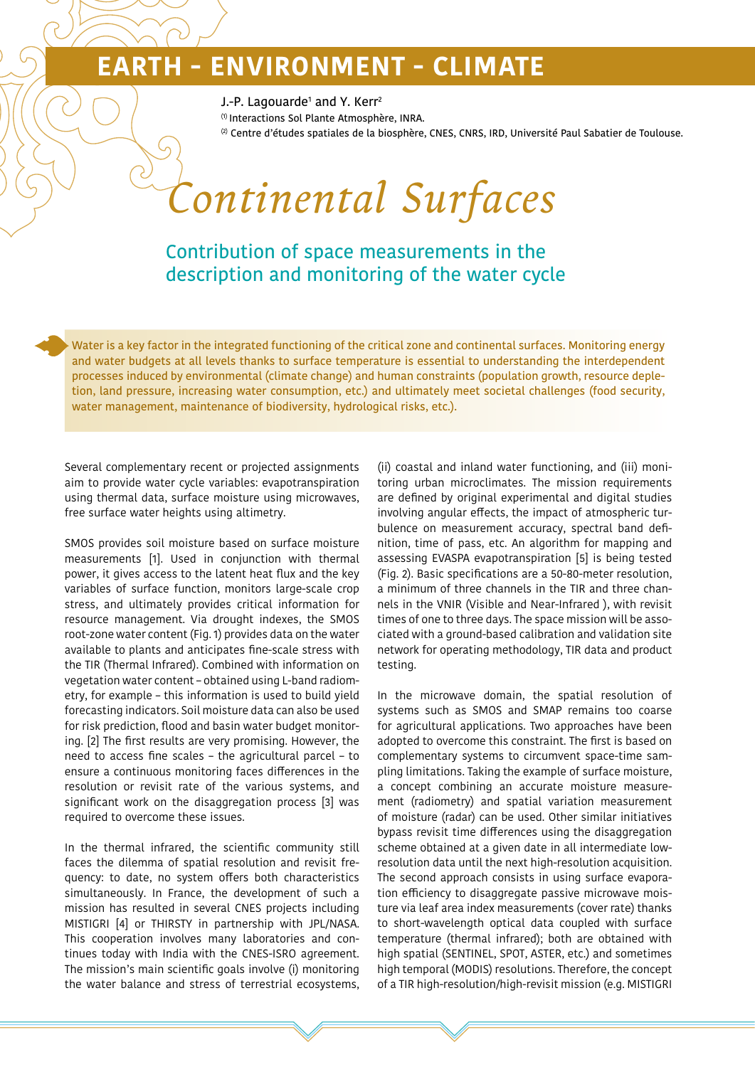# EARTH - ENVIRONMENT - CLIMATE

J.-P. Lagouarde[1] and Y. Kerr[2]

[(1)] Interactions Sol Plante Atmosphère, INRA.

[(2)] Centre d'études spatiales de la biosphère, CNES, CNRS, IRD, Université Paul Sabatier de Toulouse.

# *Continental Surfaces*

## Contribution of space measurements in the description and monitoring of the water cycle

Water is a key factor in the integrated functioning of the critical zone and continental surfaces. Monitoring energy and water budgets at all levels thanks to surface temperature is essential to understanding the interdependent processes induced by environmental (climate change) and human constraints (population growth, resource depletion, land pressure, increasing water consumption, etc.) and ultimately meet societal challenges (food security, water management, maintenance of biodiversity, hydrological risks, etc.).

Several complementary recent or projected assignments aim to provide water cycle variables: evapotranspiration using thermal data, surface moisture using microwaves, free surface water heights using altimetry.

SMOS provides soil moisture based on surface moisture measurements [1]. Used in conjunction with thermal power, it gives access to the latent heat flux and the key variables of surface function, monitors large-scale crop stress, and ultimately provides critical information for resource management. Via drought indexes, the SMOS root-zone water content (Fig. 1) provides data on the water available to plants and anticipates fine-scale stress with the TIR (Thermal Infrared). Combined with information on vegetation water content – obtained using L-band radiometry, for example – this information is used to build yield forecasting indicators. Soil moisture data can also be used for risk prediction, flood and basin water budget monitoring. [2] The first results are very promising. However, the need to access fine scales – the agricultural parcel – to ensure a continuous monitoring faces differences in the resolution or revisit rate of the various systems, and significant work on the disaggregation process [3] was required to overcome these issues.

In the thermal infrared, the scientific community still faces the dilemma of spatial resolution and revisit frequency: to date, no system offers both characteristics simultaneously. In France, the development of such a mission has resulted in several CNES projects including MISTIGRI [4] or THIRSTY in partnership with JPL/NASA. This cooperation involves many laboratories and continues today with India with the CNES-ISRO agreement. The mission's main scientific goals involve (i) monitoring the water balance and stress of terrestrial ecosystems, (ii) coastal and inland water functioning, and (iii) monitoring urban microclimates. The mission requirements are defined by original experimental and digital studies involving angular effects, the impact of atmospheric turbulence on measurement accuracy, spectral band definition, time of pass, etc. An algorithm for mapping and assessing EVASPA evapotranspiration [5] is being tested (Fig. 2). Basic specifications are a 50-80-meter resolution, a minimum of three channels in the TIR and three channels in the VNIR (Visible and Near-Infrared ), with revisit times of one to three days. The space mission will be associated with a ground-based calibration and validation site network for operating methodology, TIR data and product testing.

In the microwave domain, the spatial resolution of systems such as SMOS and SMAP remains too coarse for agricultural applications. Two approaches have been adopted to overcome this constraint. The first is based on complementary systems to circumvent space-time sampling limitations. Taking the example of surface moisture, a concept combining an accurate moisture measurement (radiometry) and spatial variation measurement of moisture (radar) can be used. Other similar initiatives bypass revisit time differences using the disaggregation scheme obtained at a given date in all intermediate low-resolution data until the next high-resolution acquisition. The second approach consists in using surface evaporation efficiency to disaggregate passive microwave moisture via leaf area index measurements (cover rate) thanks to short-wavelength optical data coupled with surface temperature (thermal infrared); both are obtained with high spatial (SENTINEL, SPOT, ASTER, etc.) and sometimes high temporal (MODIS) resolutions. Therefore, the concept of a TIR high-resolution/high-revisit mission (e.g. MISTIGRI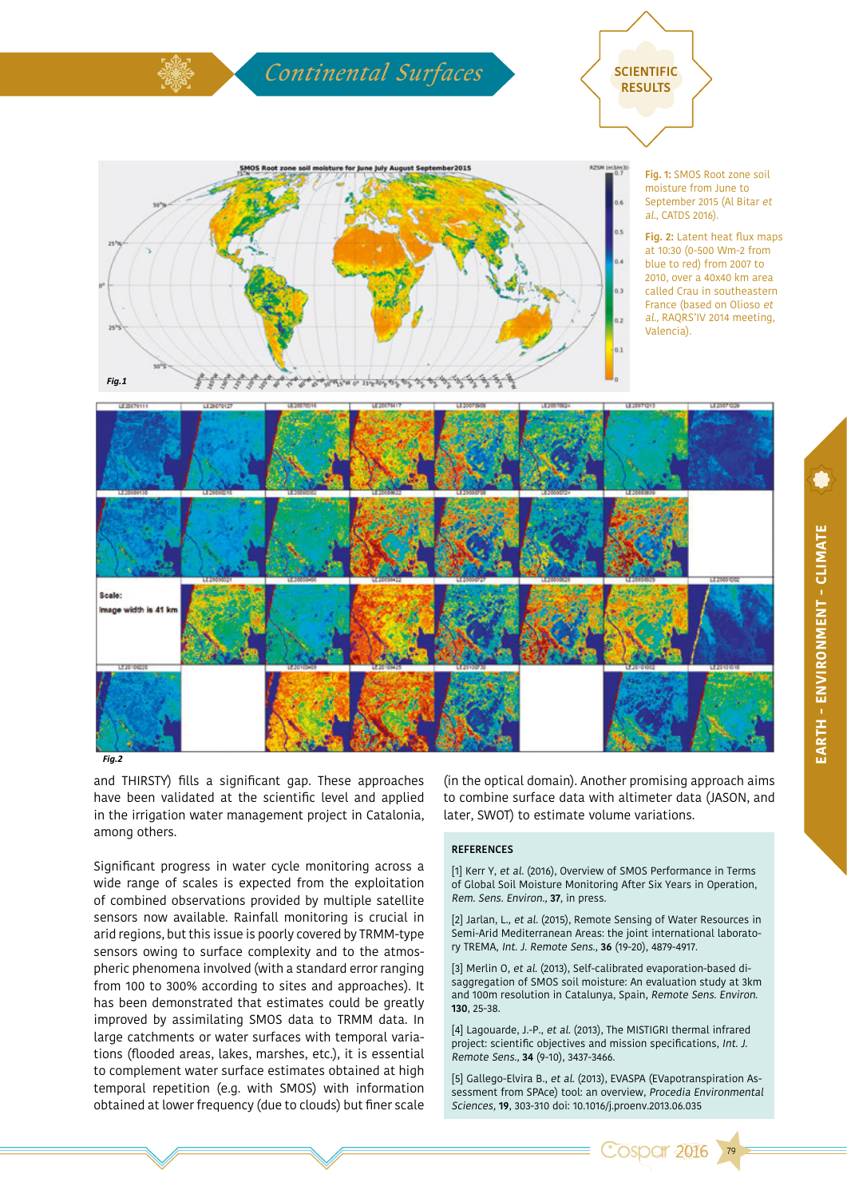Fig. 1: SMOS Root zone soil moisture from June to September 2015 (Al Bitar *et al.*, CATDS 2016).

Fig. 2: Latent heat flux maps at 10:30 (0-500 Wm-2 from blue to red) from 2007 to 2010, over a 40x40 km area called Crau in southeastern France (based on Olioso *et al.*, RAQRS'IV 2014 meeting, Valencia).

and THIRSTY) fills a significant gap. These approaches have been validated at the scientific level and applied in the irrigation water management project in Catalonia, among others.

Significant progress in water cycle monitoring across a wide range of scales is expected from the exploitation of combined observations provided by multiple satellite sensors now available. Rainfall monitoring is crucial in arid regions, but this issue is poorly covered by TRMM-type sensors owing to surface complexity and to the atmospheric phenomena involved (with a standard error ranging from 100 to 300% according to sites and approaches). It has been demonstrated that estimates could be greatly improved by assimilating SMOS data to TRMM data. In large catchments or water surfaces with temporal variations (flooded areas, lakes, marshes, etc.), it is essential to complement water surface estimates obtained at high temporal repetition (e.g. with SMOS) with information obtained at lower frequency (due to clouds) but finer scale (in the optical domain). Another promising approach aims to combine surface data with altimeter data (JASON, and later, SWOT) to estimate volume variations.

### REFERENCES

[1] Kerr Y, *et al.* (2016), Overview of SMOS Performance in Terms of Global Soil Moisture Monitoring After Six Years in Operation, *Rem. Sens. Environ.*, **37**, in press.

[2] Jarlan, L., *et al.* (2015), Remote Sensing of Water Resources in Semi-Arid Mediterranean Areas: the joint international laboratory TREMA, *Int. J. Remote Sens.*, **36** (19-20), 4879-4917.

[3] Merlin O, *et al.* (2013), Self-calibrated evaporation-based disaggregation of SMOS soil moisture: An evaluation study at 3km and 100m resolution in Catalunya, Spain, *Remote Sens. Environ.* **130**, 25-38.

[4] Lagouarde, J.-P., *et al.* (2013), The MISTIGRI thermal infrared project: scientific objectives and mission specifications, *Int. J. Remote Sens.*, **34** (9-10), 3437-3466.

[5] Gallego-Elvira B., *et al.* (2013), EVASPA (EVapotranspiration Assessment from SPAce) tool: an overview, *Procedia Environmental Sciences*, **19**, 303-310 doi: 10.1016/j.proenv.2013.06.035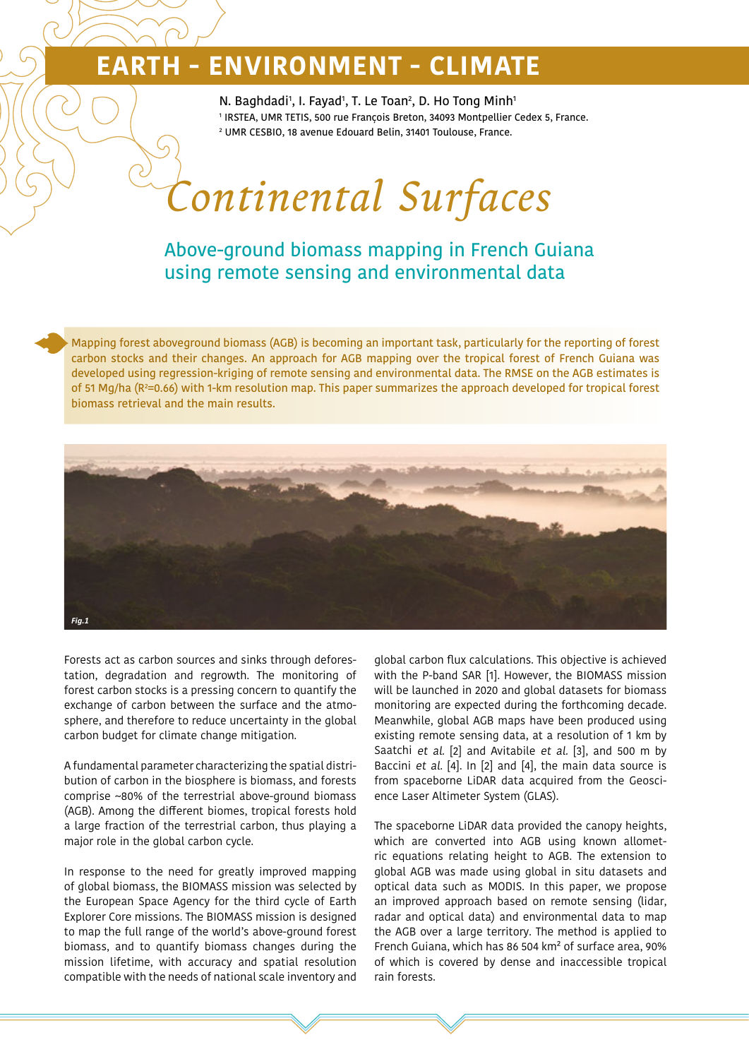# EARTH - ENVIRONMENT - CLIMATE

N. Baghdadi[1], I. Fayad[1], T. Le Toan[2], D. Ho Tong Minh[1]

[1] IRSTEA, UMR TETIS, 500 rue François Breton, 34093 Montpellier Cedex 5, France.

[2] UMR CESBIO, 18 avenue Edouard Belin, 31401 Toulouse, France.

# *Continental Surfaces*

## Above-ground biomass mapping in French Guiana using remote sensing and environmental data

Mapping forest aboveground biomass (AGB) is becoming an important task, particularly for the reporting of forest carbon stocks and their changes. An approach for AGB mapping over the tropical forest of French Guiana was developed using regression-kriging of remote sensing and environmental data. The RMSE on the AGB estimates is of 51 Mg/ha ($R^2$=0.66) with 1-km resolution map. This paper summarizes the approach developed for tropical forest biomass retrieval and the main results.

*Fig.1*

Forests act as carbon sources and sinks through deforestation, degradation and regrowth. The monitoring of forest carbon stocks is a pressing concern to quantify the exchange of carbon between the surface and the atmosphere, and therefore to reduce uncertainty in the global carbon budget for climate change mitigation.

A fundamental parameter characterizing the spatial distribution of carbon in the biosphere is biomass, and forests comprise ~80% of the terrestrial above-ground biomass (AGB). Among the different biomes, tropical forests hold a large fraction of the terrestrial carbon, thus playing a major role in the global carbon cycle.

In response to the need for greatly improved mapping of global biomass, the BIOMASS mission was selected by the European Space Agency for the third cycle of Earth Explorer Core missions. The BIOMASS mission is designed to map the full range of the world's above-ground forest biomass, and to quantify biomass changes during the mission lifetime, with accuracy and spatial resolution compatible with the needs of national scale inventory and global carbon flux calculations. This objective is achieved with the P-band SAR [1]. However, the BIOMASS mission will be launched in 2020 and global datasets for biomass monitoring are expected during the forthcoming decade. Meanwhile, global AGB maps have been produced using existing remote sensing data, at a resolution of 1 km by Saatchi *et al.* [2] and Avitabile *et al.* [3], and 500 m by Baccini *et al.* [4]. In [2] and [4], the main data source is from spaceborne LiDAR data acquired from the Geoscience Laser Altimeter System (GLAS).

The spaceborne LiDAR data provided the canopy heights, which are converted into AGB using known allometric equations relating height to AGB. The extension to global AGB was made using global in situ datasets and optical data such as MODIS. In this paper, we propose an improved approach based on remote sensing (lidar, radar and optical data) and environmental data to map the AGB over a large territory. The method is applied to French Guiana, which has 86 504 km² of surface area, 90% of which is covered by dense and inaccessible tropical rain forests.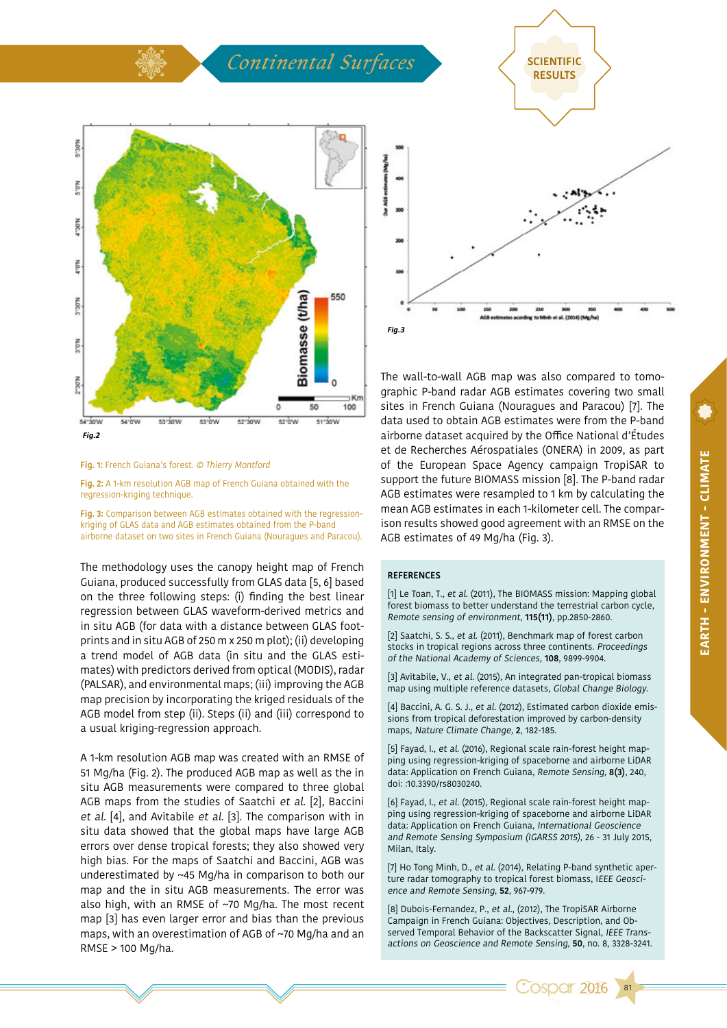Fig.2

Fig.3

Fig. 1: French Guiana's forest. © Thierry Montford

Fig. 2: A 1-km resolution AGB map of French Guiana obtained with the regression-kriging technique.

Fig. 3: Comparison between AGB estimates obtained with the regression-kriging of GLAS data and AGB estimates obtained from the P-band airborne dataset on two sites in French Guiana (Nouragues and Paracou).

The methodology uses the canopy height map of French Guiana, produced successfully from GLAS data [5, 6] based on the three following steps: (i) finding the best linear regression between GLAS waveform-derived metrics and in situ AGB (for data with a distance between GLAS footprints and in situ AGB of 250 m x 250 m plot); (ii) developing a trend model of AGB data (in situ and the GLAS estimates) with predictors derived from optical (MODIS), radar (PALSAR), and environmental maps; (iii) improving the AGB map precision by incorporating the kriged residuals of the AGB model from step (ii). Steps (ii) and (iii) correspond to a usual kriging-regression approach.

A 1-km resolution AGB map was created with an RMSE of 51 Mg/ha (Fig. 2). The produced AGB map as well as the in situ AGB measurements were compared to three global AGB maps from the studies of Saatchi *et al.* [2], Baccini *et al.* [4], and Avitabile *et al.* [3]. The comparison with in situ data showed that the global maps have large AGB errors over dense tropical forests; they also showed very high bias. For the maps of Saatchi and Baccini, AGB was underestimated by ~45 Mg/ha in comparison to both our map and the in situ AGB measurements. The error was also high, with an RMSE of ~70 Mg/ha. The most recent map [3] has even larger error and bias than the previous maps, with an overestimation of AGB of ~70 Mg/ha and an RMSE > 100 Mg/ha.

The wall-to-wall AGB map was also compared to tomographic P-band radar AGB estimates covering two small sites in French Guiana (Nouragues and Paracou) [7]. The data used to obtain AGB estimates were from the P-band airborne dataset acquired by the Office National d'Études et de Recherches Aérospatiales (ONERA) in 2009, as part of the European Space Agency campaign TropiSAR to support the future BIOMASS mission [8]. The P-band radar AGB estimates were resampled to 1 km by calculating the mean AGB estimates in each 1-kilometer cell. The comparison results showed good agreement with an RMSE on the AGB estimates of 49 Mg/ha (Fig. 3).

## REFERENCES

[1] Le Toan, T., *et al.* (2011), The BIOMASS mission: Mapping global forest biomass to better understand the terrestrial carbon cycle, *Remote sensing of environment*, **115(11)**, pp.2850-2860.

[2] Saatchi, S. S., *et al.* (2011), Benchmark map of forest carbon stocks in tropical regions across three continents. *Proceedings of the National Academy of Sciences*, **108**, 9899-9904.

[3] Avitabile, V., *et al.* (2015), An integrated pan-tropical biomass map using multiple reference datasets, *Global Change Biology*.

[4] Baccini, A. G. S. J., *et al.* (2012), Estimated carbon dioxide emissions from tropical deforestation improved by carbon-density maps, *Nature Climate Change*, **2**, 182-185.

[5] Fayad, I., *et al.* (2016), Regional scale rain-forest height mapping using regression-kriging of spaceborne and airborne LiDAR data: Application on French Guiana, *Remote Sensing*, **8(3)**, 240, doi: :10.3390/rs8030240.

[6] Fayad, I., *et al.* (2015), Regional scale rain-forest height mapping using regression-kriging of spaceborne and airborne LiDAR data: Application on French Guiana, *International Geoscience and Remote Sensing Symposium (IGARSS 2015)*, 26 - 31 July 2015, Milan, Italy.

[7] Ho Tong Minh, D., *et al.* (2014), Relating P-band synthetic aperture radar tomography to tropical forest biomass, *IEEE Geoscience and Remote Sensing*, **52**, 967-979.

[8] Dubois-Fernandez, P., *et al.*, (2012), The TropiSAR Airborne Campaign in French Guiana: Objectives, Description, and Observed Temporal Behavior of the Backscatter Signal, *IEEE Transactions on Geoscience and Remote Sensing*, **50**, no. 8, 3328-3241.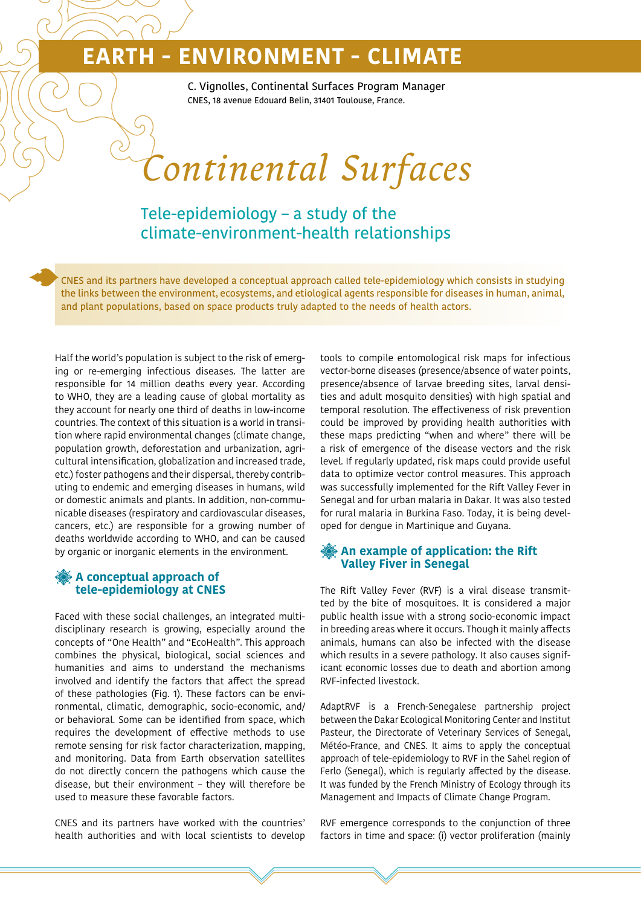# EARTH - ENVIRONMENT - CLIMATE

C. Vignolles, Continental Surfaces Program Manager
CNES, 18 avenue Edouard Belin, 31401 Toulouse, France.

# *Continental Surfaces*

## Tele-epidemiology – a study of the climate-environment-health relationships

CNES and its partners have developed a conceptual approach called tele-epidemiology which consists in studying the links between the environment, ecosystems, and etiological agents responsible for diseases in human, animal, and plant populations, based on space products truly adapted to the needs of health actors.

Half the world's population is subject to the risk of emerging or re-emerging infectious diseases. The latter are responsible for 14 million deaths every year. According to WHO, they are a leading cause of global mortality as they account for nearly one third of deaths in low-income countries. The context of this situation is a world in transition where rapid environmental changes (climate change, population growth, deforestation and urbanization, agricultural intensification, globalization and increased trade, etc.) foster pathogens and their dispersal, thereby contributing to endemic and emerging diseases in humans, wild or domestic animals and plants. In addition, non-communicable diseases (respiratory and cardiovascular diseases, cancers, etc.) are responsible for a growing number of deaths worldwide according to WHO, and can be caused by organic or inorganic elements in the environment.

### A conceptual approach of tele-epidemiology at CNES

Faced with these social challenges, an integrated multidisciplinary research is growing, especially around the concepts of "One Health" and "EcoHealth". This approach combines the physical, biological, social sciences and humanities and aims to understand the mechanisms involved and identify the factors that affect the spread of these pathologies (Fig. 1). These factors can be environmental, climatic, demographic, socio-economic, and/or behavioral. Some can be identified from space, which requires the development of effective methods to use remote sensing for risk factor characterization, mapping, and monitoring. Data from Earth observation satellites do not directly concern the pathogens which cause the disease, but their environment – they will therefore be used to measure these favorable factors.

CNES and its partners have worked with the countries' health authorities and with local scientists to develop tools to compile entomological risk maps for infectious vector-borne diseases (presence/absence of water points, presence/absence of larvae breeding sites, larval densities and adult mosquito densities) with high spatial and temporal resolution. The effectiveness of risk prevention could be improved by providing health authorities with these maps predicting "when and where" there will be a risk of emergence of the disease vectors and the risk level. If regularly updated, risk maps could provide useful data to optimize vector control measures. This approach was successfully implemented for the Rift Valley Fever in Senegal and for urban malaria in Dakar. It was also tested for rural malaria in Burkina Faso. Today, it is being developed for dengue in Martinique and Guyana.

### An example of application: the Rift Valley Fiver in Senegal

The Rift Valley Fever (RVF) is a viral disease transmitted by the bite of mosquitoes. It is considered a major public health issue with a strong socio-economic impact in breeding areas where it occurs. Though it mainly affects animals, humans can also be infected with the disease which results in a severe pathology. It also causes significant economic losses due to death and abortion among RVF-infected livestock.

AdaptRVF is a French-Senegalese partnership project between the Dakar Ecological Monitoring Center and Institut Pasteur, the Directorate of Veterinary Services of Senegal, Météo-France, and CNES. It aims to apply the conceptual approach of tele-epidemiology to RVF in the Sahel region of Ferlo (Senegal), which is regularly affected by the disease. It was funded by the French Ministry of Ecology through its Management and Impacts of Climate Change Program.

RVF emergence corresponds to the conjunction of three factors in time and space: (i) vector proliferation (mainly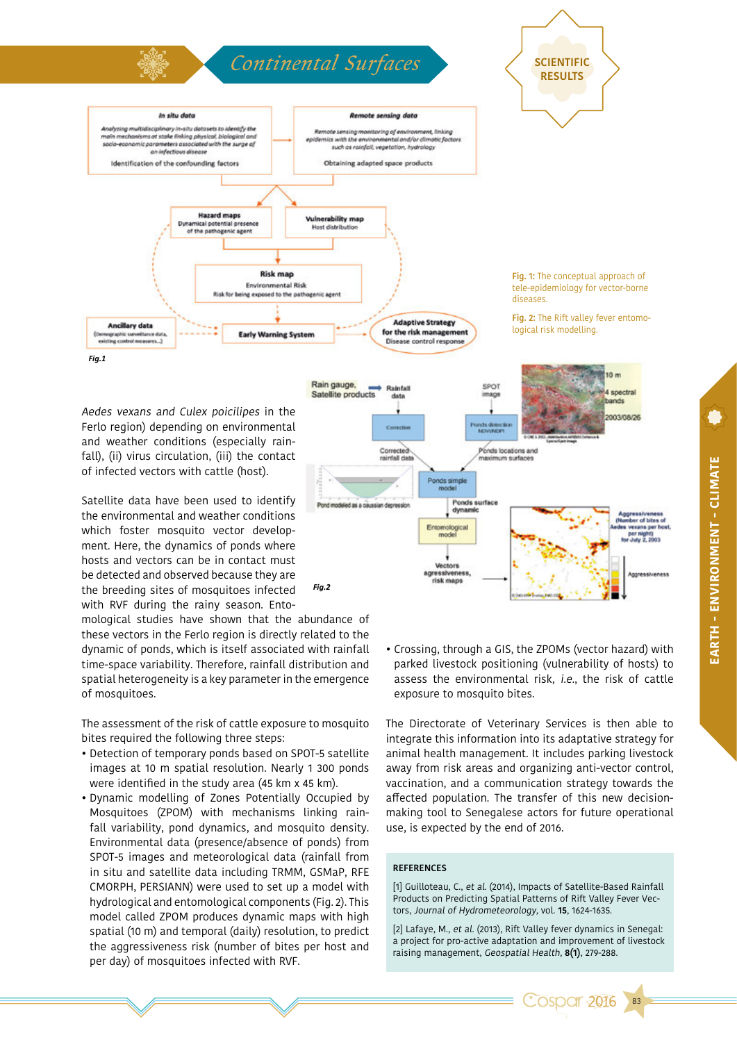Fig. 1: The conceptual approach of tele-epidemiology for vector-borne diseases.

Fig. 2: The Rift valley fever entomological risk modelling.

*Aedes vexans and Culex poicilipes* in the Ferlo region) depending on environmental and weather conditions (especially rainfall), (ii) virus circulation, (iii) the contact of infected vectors with cattle (host).

Satellite data have been used to identify the environmental and weather conditions which foster mosquito vector development. Here, the dynamics of ponds where hosts and vectors can be in contact must be detected and observed because they are the breeding sites of mosquitoes infected with RVF during the rainy season. Entomological studies have shown that the abundance of these vectors in the Ferlo region is directly related to the dynamic of ponds, which is itself associated with rainfall time-space variability. Therefore, rainfall distribution and spatial heterogeneity is a key parameter in the emergence of mosquitoes.

The assessment of the risk of cattle exposure to mosquito bites required the following three steps:

- Detection of temporary ponds based on SPOT-5 satellite images at 10 m spatial resolution. Nearly 1 300 ponds were identified in the study area (45 km x 45 km).
- Dynamic modelling of Zones Potentially Occupied by Mosquitoes (ZPOM) with mechanisms linking rainfall variability, pond dynamics, and mosquito density. Environmental data (presence/absence of ponds) from SPOT-5 images and meteorological data (rainfall from in situ and satellite data including TRMM, GSMaP, RFE CMORPH, PERSIANN) were used to set up a model with hydrological and entomological components (Fig. 2). This model called ZPOM produces dynamic maps with high spatial (10 m) and temporal (daily) resolution, to predict the aggressiveness risk (number of bites per host and per day) of mosquitoes infected with RVF.
- Crossing, through a GIS, the ZPOMs (vector hazard) with parked livestock positioning (vulnerability of hosts) to assess the environmental risk, *i.e.*, the risk of cattle exposure to mosquito bites.

The Directorate of Veterinary Services is then able to integrate this information into its adaptative strategy for animal health management. It includes parking livestock away from risk areas and organizing anti-vector control, vaccination, and a communication strategy towards the affected population. The transfer of this new decision-making tool to Senegalese actors for future operational use, is expected by the end of 2016.

## REFERENCES

[1] Guilloteau, C., *et al.* (2014), Impacts of Satellite-Based Rainfall Products on Predicting Spatial Patterns of Rift Valley Fever Vectors, *Journal of Hydrometeorology*, vol. **15**, 1624-1635.

[2] Lafaye, M., *et al.* (2013), Rift Valley fever dynamics in Senegal: a project for pro-active adaptation and improvement of livestock raising management, *Geospatial Health*, **8(1)**, 279-288.